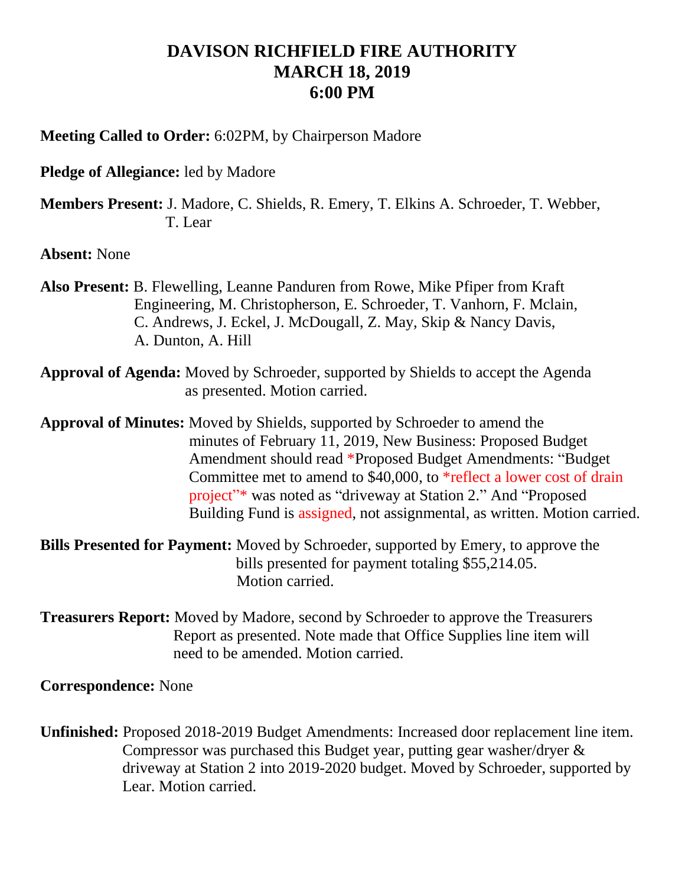# DAVISON RICHFIELD FIRE AUTHORITY
# MARCH 18, 2019
# 6:00 PM

**Meeting Called to Order:** 6:02PM, by Chairperson Madore

**Pledge of Allegiance:** led by Madore

**Members Present:** J. Madore, C. Shields, R. Emery, T. Elkins A. Schroeder, T. Webber, T. Lear

**Absent:** None

**Also Present:** B. Flewelling, Leanne Panduren from Rowe, Mike Pfiper from Kraft Engineering, M. Christopherson, E. Schroeder, T. Vanhorn, F. Mclain, C. Andrews, J. Eckel, J. McDougall, Z. May, Skip & Nancy Davis, A. Dunton, A. Hill

**Approval of Agenda:** Moved by Schroeder, supported by Shields to accept the Agenda as presented. Motion carried.

**Approval of Minutes:** Moved by Shields, supported by Schroeder to amend the minutes of February 11, 2019, New Business: Proposed Budget Amendment should read *Proposed Budget Amendments: "Budget Committee met to amend to $40,000, to *reflect a lower cost of drain project"* was noted as "driveway at Station 2." And "Proposed Building Fund is assigned, not assignmental, as written. Motion carried.

**Bills Presented for Payment:** Moved by Schroeder, supported by Emery, to approve the bills presented for payment totaling $55,214.05. Motion carried.

**Treasurers Report:** Moved by Madore, second by Schroeder to approve the Treasurers Report as presented. Note made that Office Supplies line item will need to be amended. Motion carried.

**Correspondence:** None

**Unfinished:** Proposed 2018-2019 Budget Amendments: Increased door replacement line item. Compressor was purchased this Budget year, putting gear washer/dryer & driveway at Station 2 into 2019-2020 budget. Moved by Schroeder, supported by Lear. Motion carried.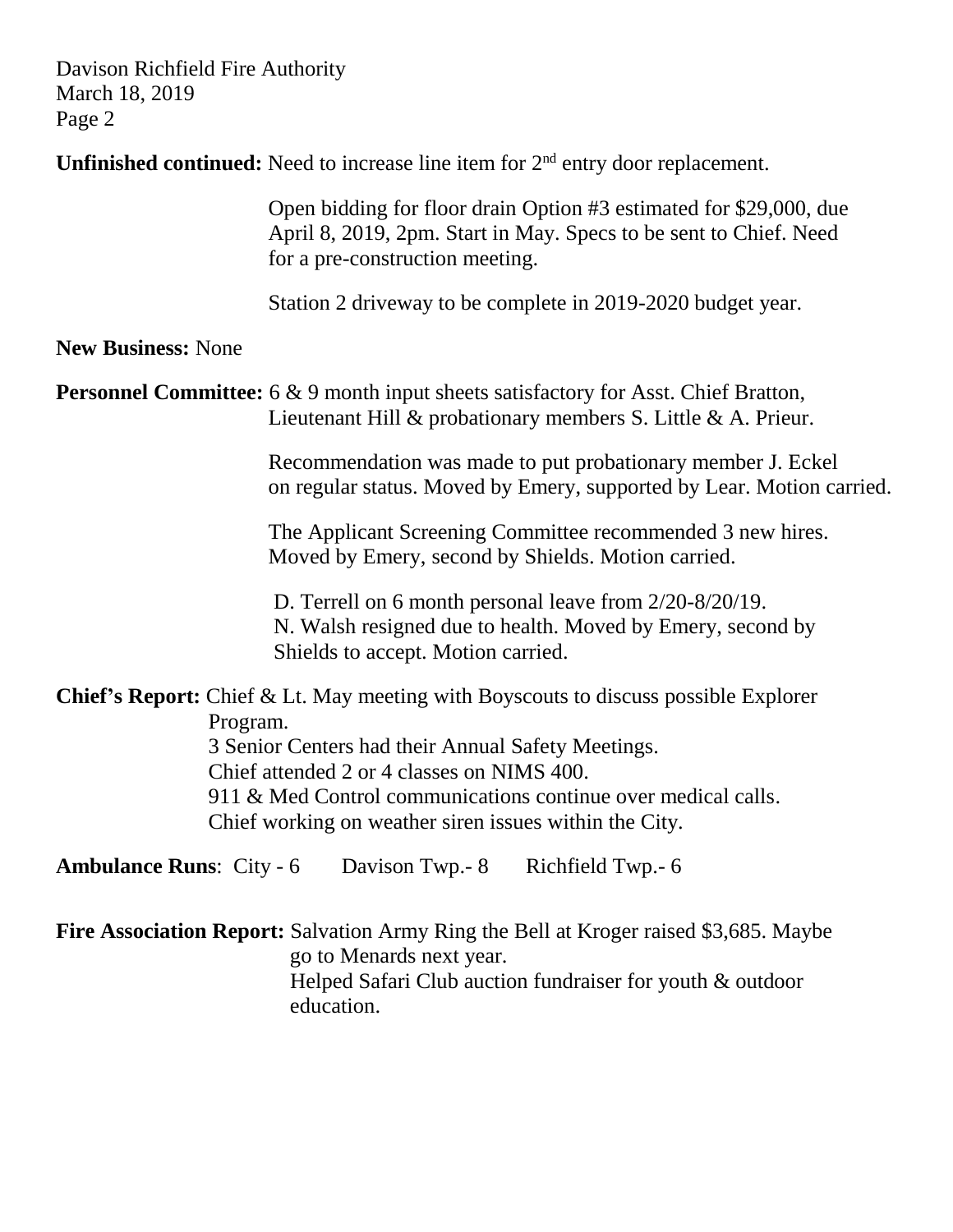**Unfinished continued:** Need to increase line item for 2nd entry door replacement.

Open bidding for floor drain Option #3 estimated for $29,000, due April 8, 2019, 2pm. Start in May. Specs to be sent to Chief. Need for a pre-construction meeting.

Station 2 driveway to be complete in 2019-2020 budget year.

**New Business:** None

**Personnel Committee:** 6 & 9 month input sheets satisfactory for Asst. Chief Bratton, Lieutenant Hill & probationary members S. Little & A. Prieur.

Recommendation was made to put probationary member J. Eckel on regular status. Moved by Emery, supported by Lear. Motion carried.

The Applicant Screening Committee recommended 3 new hires. Moved by Emery, second by Shields. Motion carried.

D. Terrell on 6 month personal leave from 2/20-8/20/19.
N. Walsh resigned due to health. Moved by Emery, second by Shields to accept. Motion carried.

**Chief's Report:** Chief & Lt. May meeting with Boyscouts to discuss possible Explorer Program.
3 Senior Centers had their Annual Safety Meetings.
Chief attended 2 or 4 classes on NIMS 400.
911 & Med Control communications continue over medical calls.
Chief working on weather siren issues within the City.

**Ambulance Runs**: City - 6 Davison Twp.- 8 Richfield Twp.- 6

**Fire Association Report:** Salvation Army Ring the Bell at Kroger raised $3,685. Maybe go to Menards next year.
Helped Safari Club auction fundraiser for youth & outdoor education.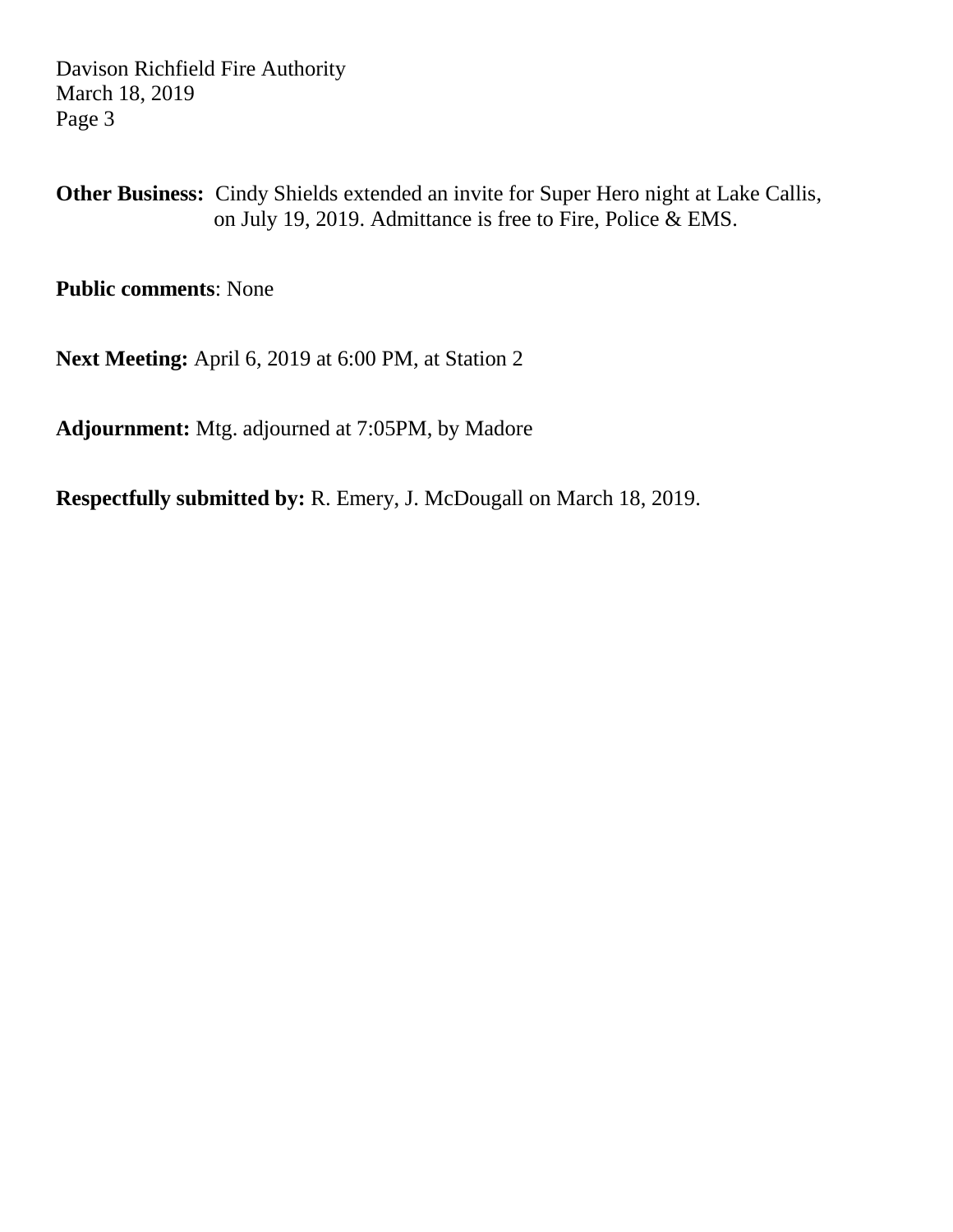**Other Business:** Cindy Shields extended an invite for Super Hero night at Lake Callis, on July 19, 2019. Admittance is free to Fire, Police & EMS.

**Public comments**: None

**Next Meeting:** April 6, 2019 at 6:00 PM, at Station 2

**Adjournment:** Mtg. adjourned at 7:05PM, by Madore

**Respectfully submitted by:** R. Emery, J. McDougall on March 18, 2019.